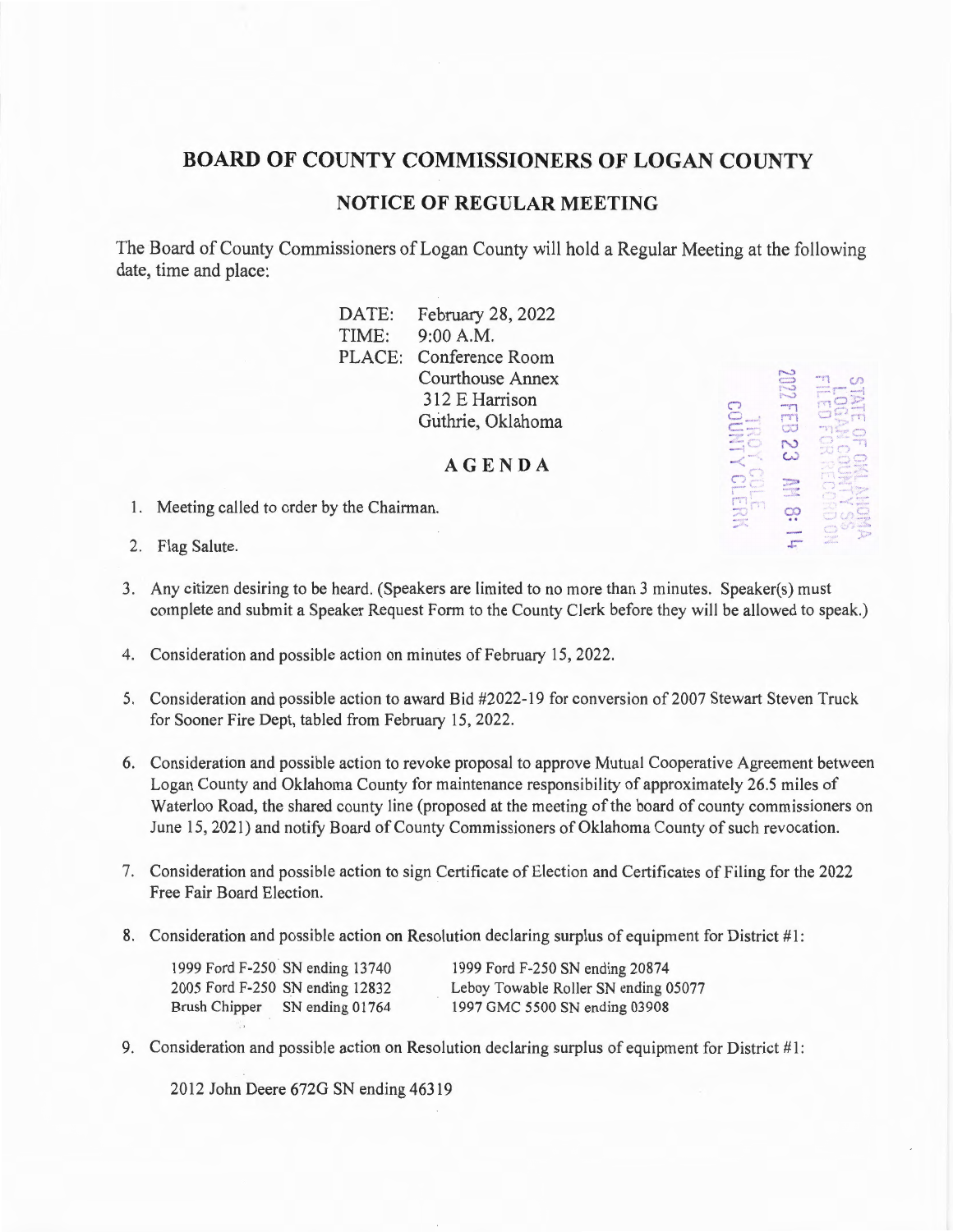# BOARD OF COUNTY COMMISSIONERS OF LOGAN COUNTY

## NOTICE OF REGULAR MEETING

The Board of County Commissioners of Logan County will hold a Regular Meeting at the following date, time and place:

DATE: February 28, 2022
TIME: 9:00 A.M.
PLACE: Conference Room
Courthouse Annex
312 E Harrison
Guthrie, Oklahoma

STATE OF OKLAHOMA
LOGAN COUNTY SS
FILED FOR RECORD ON
2022 FEB 23 AM 8:14
TROY COLE
COUNTY CLERK

## AGENDA

1. Meeting called to order by the Chairman.

2. Flag Salute.

3. Any citizen desiring to be heard. (Speakers are limited to no more than 3 minutes. Speaker(s) must complete and submit a Speaker Request Form to the County Clerk before they will be allowed to speak.)

4. Consideration and possible action on minutes of February 15, 2022.

5. Consideration and possible action to award Bid #2022-19 for conversion of 2007 Stewart Steven Truck for Sooner Fire Dept, tabled from February 15, 2022.

6. Consideration and possible action to revoke proposal to approve Mutual Cooperative Agreement between Logan County and Oklahoma County for maintenance responsibility of approximately 26.5 miles of Waterloo Road, the shared county line (proposed at the meeting of the board of county commissioners on June 15, 2021) and notify Board of County Commissioners of Oklahoma County of such revocation.

7. Consideration and possible action to sign Certificate of Election and Certificates of Filing for the 2022 Free Fair Board Election.

8. Consideration and possible action on Resolution declaring surplus of equipment for District #1:

   1999 Ford F-250 SN ending 13740
   2005 Ford F-250 SN ending 12832
   Brush Chipper SN ending 01764
   1999 Ford F-250 SN ending 20874
   Leboy Towable Roller SN ending 05077
   1997 GMC 5500 SN ending 03908

9. Consideration and possible action on Resolution declaring surplus of equipment for District #1:

   2012 John Deere 672G SN ending 46319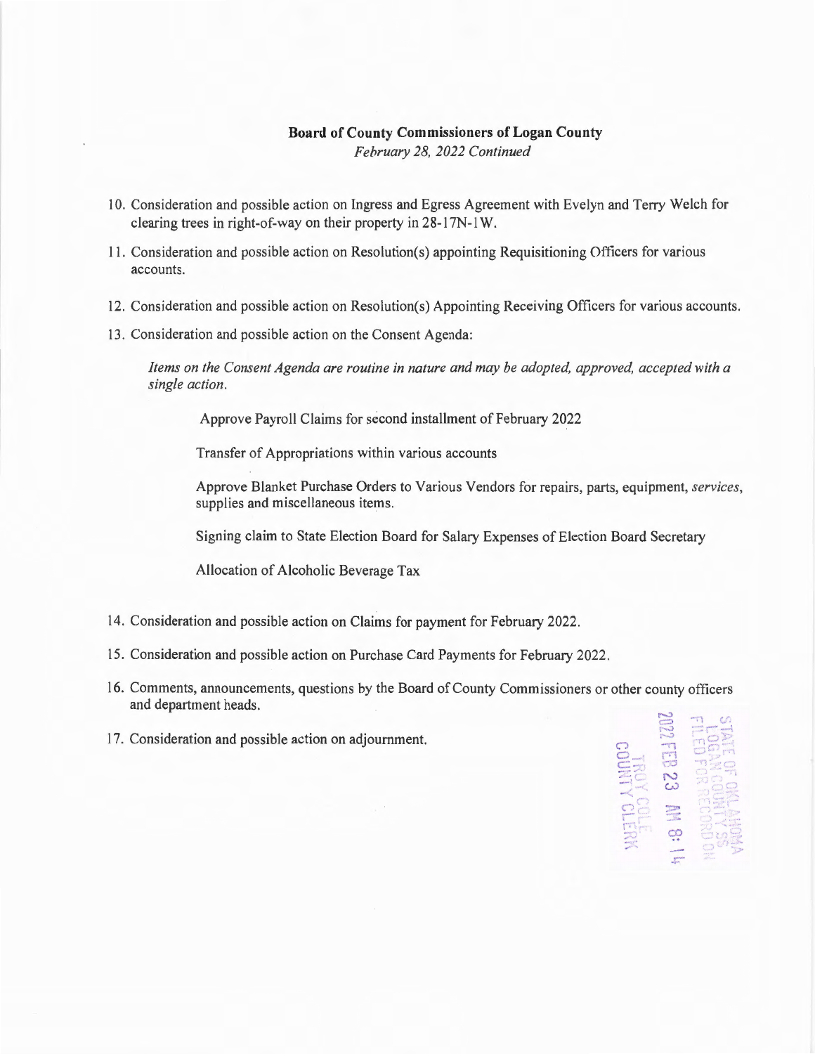**Board of County Commissioners of Logan County**
*February 28, 2022 Continued*

10. Consideration and possible action on Ingress and Egress Agreement with Evelyn and Terry Welch for clearing trees in right-of-way on their property in 28-17N-1W.

11. Consideration and possible action on Resolution(s) appointing Requisitioning Officers for various accounts.

12. Consideration and possible action on Resolution(s) Appointing Receiving Officers for various accounts.

13. Consideration and possible action on the Consent Agenda:

    *Items on the Consent Agenda are routine in nature and may be adopted, approved, accepted with a single action.*

    Approve Payroll Claims for second installment of February 2022

    Transfer of Appropriations within various accounts

    Approve Blanket Purchase Orders to Various Vendors for repairs, parts, equipment, *services*, supplies and miscellaneous items.

    Signing claim to State Election Board for Salary Expenses of Election Board Secretary

    Allocation of Alcoholic Beverage Tax

14. Consideration and possible action on Claims for payment for February 2022.

15. Consideration and possible action on Purchase Card Payments for February 2022.

16. Comments, announcements, questions by the Board of County Commissioners or other county officers and department heads.

17. Consideration and possible action on adjournment.

STATE OF OKLAHOMA
LOGAN COUNTY SS
FILED FOR RECORD ON
2022 FEB 23 AM 8:14
TROY COLE
COUNTY CLERK